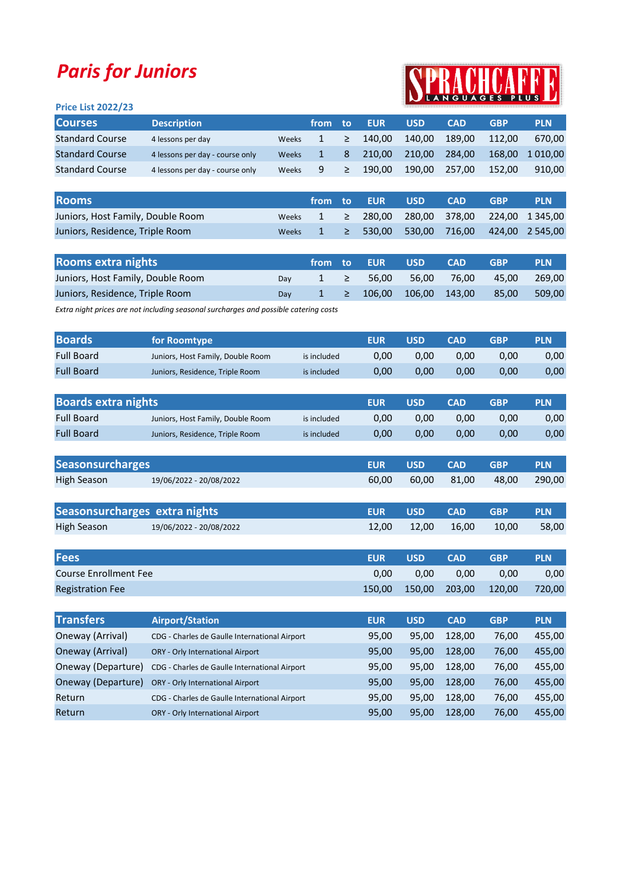# Paris for Juniors

SPRACHCAFFE LANGUAGES PLUS

**Price List 2022/23**

| Courses | Description | | from | to | EUR | USD | CAD | GBP | PLN |
|---|---|---|---|---|---|---|---|---|---|
| Standard Course | 4 lessons per day | Weeks | 1 | ≥ | 140,00 | 140,00 | 189,00 | 112,00 | 670,00 |
| Standard Course | 4 lessons per day - course only | Weeks | 1 | 8 | 210,00 | 210,00 | 284,00 | 168,00 | 1 010,00 |
| Standard Course | 4 lessons per day - course only | Weeks | 9 | ≥ | 190,00 | 190,00 | 257,00 | 152,00 | 910,00 |

| Rooms | | from | to | EUR | USD | CAD | GBP | PLN |
|---|---|---|---|---|---|---|---|---|
| Juniors, Host Family, Double Room | Weeks | 1 | ≥ | 280,00 | 280,00 | 378,00 | 224,00 | 1 345,00 |
| Juniors, Residence, Triple Room | Weeks | 1 | ≥ | 530,00 | 530,00 | 716,00 | 424,00 | 2 545,00 |

| Rooms extra nights | | from | to | EUR | USD | CAD | GBP | PLN |
|---|---|---|---|---|---|---|---|---|
| Juniors, Host Family, Double Room | Day | 1 | ≥ | 56,00 | 56,00 | 76,00 | 45,00 | 269,00 |
| Juniors, Residence, Triple Room | Day | 1 | ≥ | 106,00 | 106,00 | 143,00 | 85,00 | 509,00 |

*Extra night prices are not including seasonal surcharges and possible catering costs*

| Boards | for Roomtype | | EUR | USD | CAD | GBP | PLN |
|---|---|---|---|---|---|---|---|
| Full Board | Juniors, Host Family, Double Room | is included | 0,00 | 0,00 | 0,00 | 0,00 | 0,00 |
| Full Board | Juniors, Residence, Triple Room | is included | 0,00 | 0,00 | 0,00 | 0,00 | 0,00 |

| Boards extra nights | | | EUR | USD | CAD | GBP | PLN |
|---|---|---|---|---|---|---|---|
| Full Board | Juniors, Host Family, Double Room | is included | 0,00 | 0,00 | 0,00 | 0,00 | 0,00 |
| Full Board | Juniors, Residence, Triple Room | is included | 0,00 | 0,00 | 0,00 | 0,00 | 0,00 |

| Seasonsurcharges | | EUR | USD | CAD | GBP | PLN |
|---|---|---|---|---|---|---|
| High Season | 19/06/2022 - 20/08/2022 | 60,00 | 60,00 | 81,00 | 48,00 | 290,00 |

| Seasonsurcharges extra nights | | EUR | USD | CAD | GBP | PLN |
|---|---|---|---|---|---|---|
| High Season | 19/06/2022 - 20/08/2022 | 12,00 | 12,00 | 16,00 | 10,00 | 58,00 |

| Fees | EUR | USD | CAD | GBP | PLN |
|---|---|---|---|---|---|
| Course Enrollment Fee | 0,00 | 0,00 | 0,00 | 0,00 | 0,00 |
| Registration Fee | 150,00 | 150,00 | 203,00 | 120,00 | 720,00 |

| Transfers | Airport/Station | EUR | USD | CAD | GBP | PLN |
|---|---|---|---|---|---|---|
| Oneway (Arrival) | CDG - Charles de Gaulle International Airport | 95,00 | 95,00 | 128,00 | 76,00 | 455,00 |
| Oneway (Arrival) | ORY - Orly International Airport | 95,00 | 95,00 | 128,00 | 76,00 | 455,00 |
| Oneway (Departure) | CDG - Charles de Gaulle International Airport | 95,00 | 95,00 | 128,00 | 76,00 | 455,00 |
| Oneway (Departure) | ORY - Orly International Airport | 95,00 | 95,00 | 128,00 | 76,00 | 455,00 |
| Return | CDG - Charles de Gaulle International Airport | 95,00 | 95,00 | 128,00 | 76,00 | 455,00 |
| Return | ORY - Orly International Airport | 95,00 | 95,00 | 128,00 | 76,00 | 455,00 |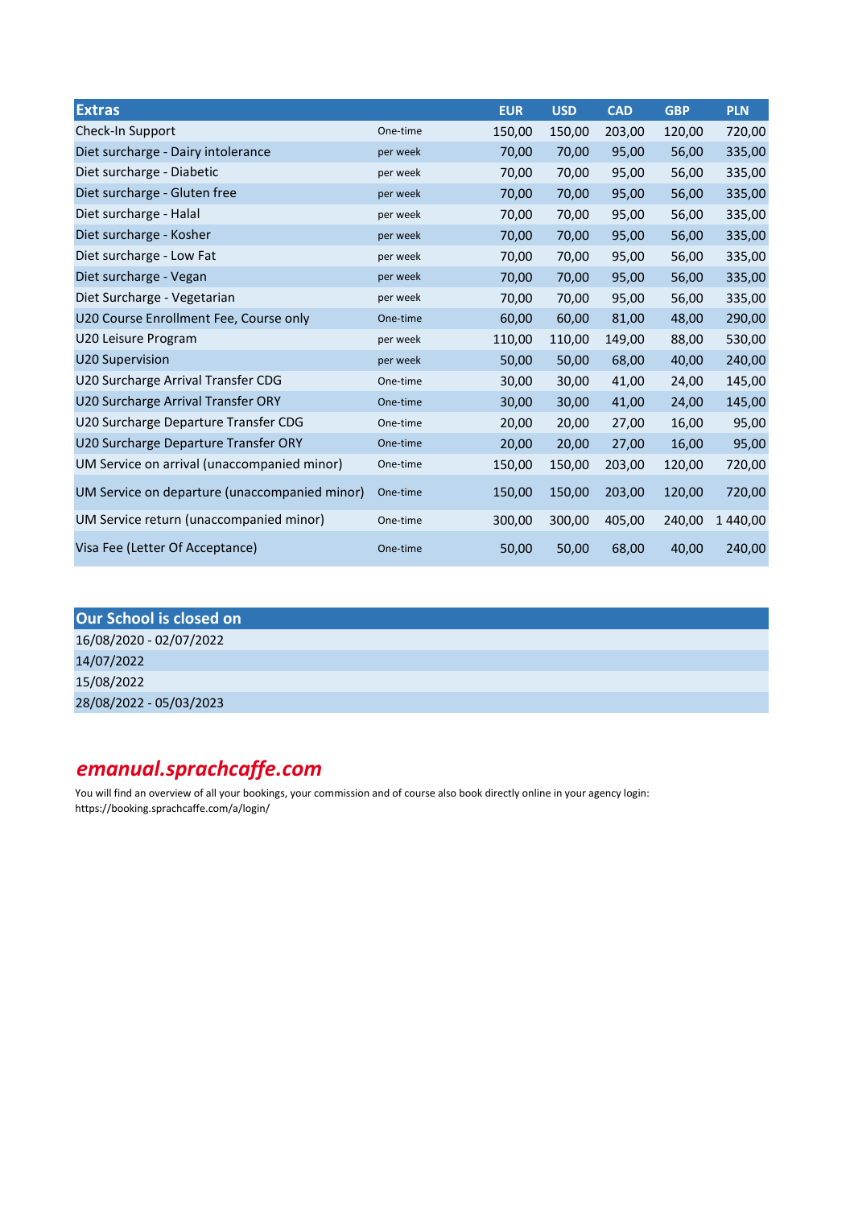| Extras | | EUR | USD | CAD | GBP | PLN |
|---|---|---|---|---|---|---|
| Check-In Support | One-time | 150,00 | 150,00 | 203,00 | 120,00 | 720,00 |
| Diet surcharge - Dairy intolerance | per week | 70,00 | 70,00 | 95,00 | 56,00 | 335,00 |
| Diet surcharge - Diabetic | per week | 70,00 | 70,00 | 95,00 | 56,00 | 335,00 |
| Diet surcharge - Gluten free | per week | 70,00 | 70,00 | 95,00 | 56,00 | 335,00 |
| Diet surcharge - Halal | per week | 70,00 | 70,00 | 95,00 | 56,00 | 335,00 |
| Diet surcharge - Kosher | per week | 70,00 | 70,00 | 95,00 | 56,00 | 335,00 |
| Diet surcharge - Low Fat | per week | 70,00 | 70,00 | 95,00 | 56,00 | 335,00 |
| Diet surcharge - Vegan | per week | 70,00 | 70,00 | 95,00 | 56,00 | 335,00 |
| Diet Surcharge - Vegetarian | per week | 70,00 | 70,00 | 95,00 | 56,00 | 335,00 |
| U20 Course Enrollment Fee, Course only | One-time | 60,00 | 60,00 | 81,00 | 48,00 | 290,00 |
| U20 Leisure Program | per week | 110,00 | 110,00 | 149,00 | 88,00 | 530,00 |
| U20 Supervision | per week | 50,00 | 50,00 | 68,00 | 40,00 | 240,00 |
| U20 Surcharge Arrival Transfer CDG | One-time | 30,00 | 30,00 | 41,00 | 24,00 | 145,00 |
| U20 Surcharge Arrival Transfer ORY | One-time | 30,00 | 30,00 | 41,00 | 24,00 | 145,00 |
| U20 Surcharge Departure Transfer CDG | One-time | 20,00 | 20,00 | 27,00 | 16,00 | 95,00 |
| U20 Surcharge Departure Transfer ORY | One-time | 20,00 | 20,00 | 27,00 | 16,00 | 95,00 |
| UM Service on arrival (unaccompanied minor) | One-time | 150,00 | 150,00 | 203,00 | 120,00 | 720,00 |
| UM Service on departure (unaccompanied minor) | One-time | 150,00 | 150,00 | 203,00 | 120,00 | 720,00 |
| UM Service return (unaccompanied minor) | One-time | 300,00 | 300,00 | 405,00 | 240,00 | 1 440,00 |
| Visa Fee (Letter Of Acceptance) | One-time | 50,00 | 50,00 | 68,00 | 40,00 | 240,00 |

| Our School is closed on |
|---|
| 16/08/2020 - 02/07/2022 |
| 14/07/2022 |
| 15/08/2022 |
| 28/08/2022 - 05/03/2023 |

## *emanual.sprachcaffe.com*

You will find an overview of all your bookings, your commission and of course also book directly online in your agency login:
https://booking.sprachcaffe.com/a/login/